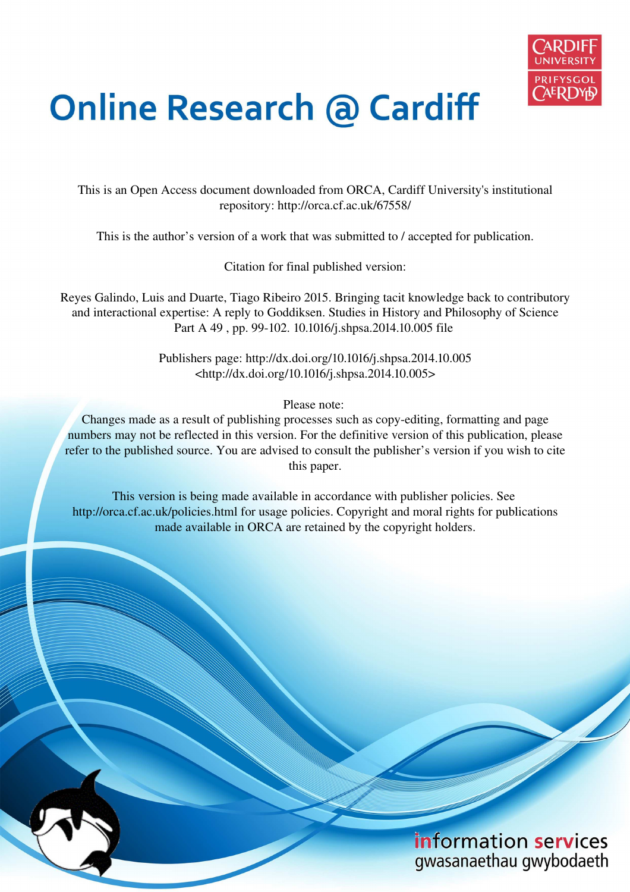# Online Research @ Cardiff

This is an Open Access document downloaded from ORCA, Cardiff University's institutional repository: http://orca.cf.ac.uk/67558/

This is the author's version of a work that was submitted to / accepted for publication.

Citation for final published version:

Reyes Galindo, Luis and Duarte, Tiago Ribeiro 2015. Bringing tacit knowledge back to contributory and interactional expertise: A reply to Goddiksen. Studies in History and Philosophy of Science Part A 49 , pp. 99-102. 10.1016/j.shpsa.2014.10.005 file

Publishers page: http://dx.doi.org/10.1016/j.shpsa.2014.10.005 <http://dx.doi.org/10.1016/j.shpsa.2014.10.005>

Please note:
Changes made as a result of publishing processes such as copy-editing, formatting and page numbers may not be reflected in this version. For the definitive version of this publication, please refer to the published source. You are advised to consult the publisher's version if you wish to cite this paper.

This version is being made available in accordance with publisher policies. See http://orca.cf.ac.uk/policies.html for usage policies. Copyright and moral rights for publications made available in ORCA are retained by the copyright holders.

information services
gwasanaethau gwybodaeth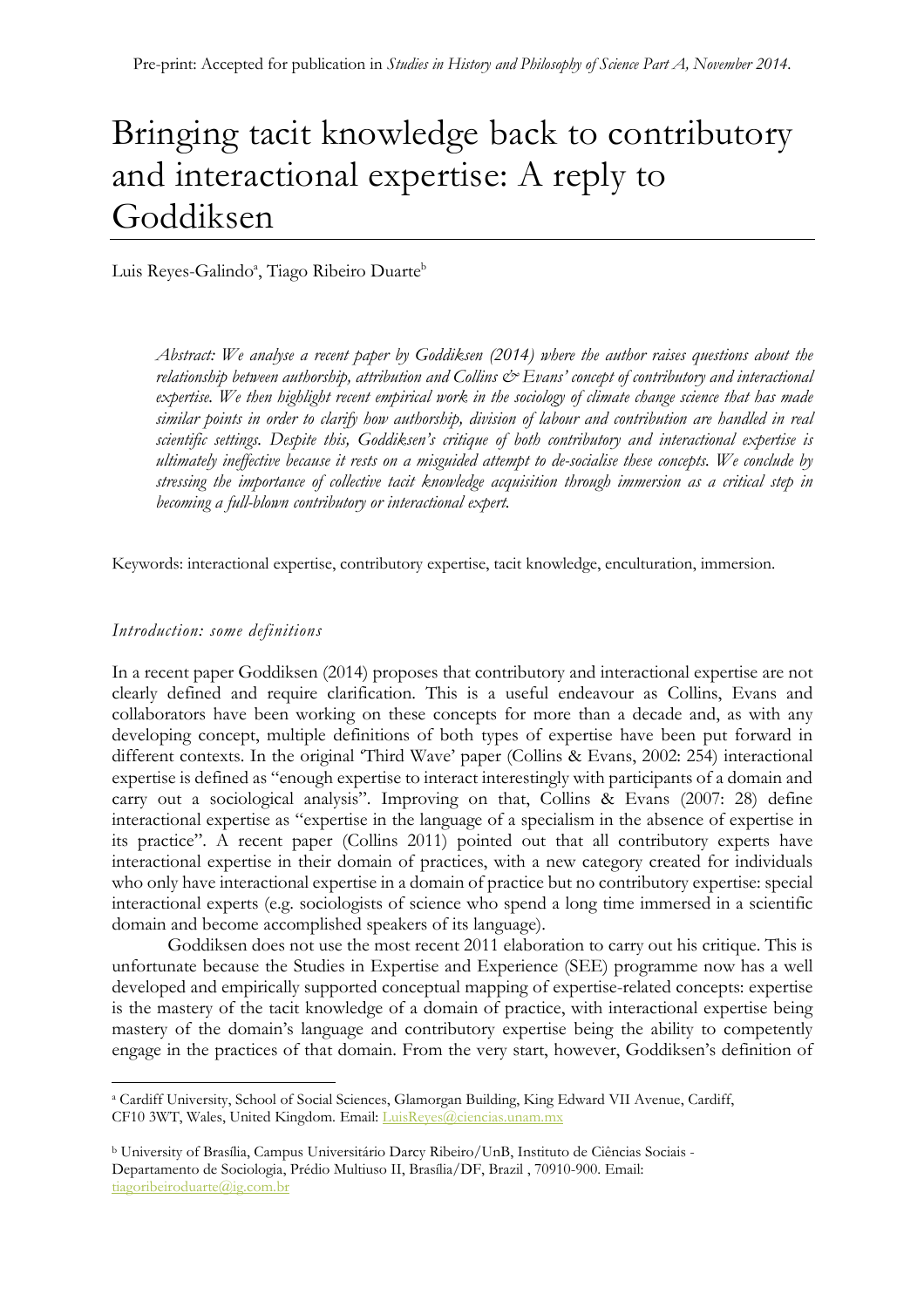Pre-print: Accepted for publication in *Studies in History and Philosophy of Science Part A, November 2014*.

# Bringing tacit knowledge back to contributory and interactional expertise: A reply to Goddiksen

Luis Reyes-Galindo[a], Tiago Ribeiro Duarte[b]

*Abstract: We analyse a recent paper by Goddiksen (2014) where the author raises questions about the relationship between authorship, attribution and Collins & Evans' concept of contributory and interactional expertise. We then highlight recent empirical work in the sociology of climate change science that has made similar points in order to clarify how authorship, division of labour and contribution are handled in real scientific settings. Despite this, Goddiksen's critique of both contributory and interactional expertise is ultimately ineffective because it rests on a misguided attempt to de-socialise these concepts. We conclude by stressing the importance of collective tacit knowledge acquisition through immersion as a critical step in becoming a full-blown contributory or interactional expert.*

Keywords: interactional expertise, contributory expertise, tacit knowledge, enculturation, immersion.

## *Introduction: some definitions*

In a recent paper Goddiksen (2014) proposes that contributory and interactional expertise are not clearly defined and require clarification. This is a useful endeavour as Collins, Evans and collaborators have been working on these concepts for more than a decade and, as with any developing concept, multiple definitions of both types of expertise have been put forward in different contexts. In the original 'Third Wave' paper (Collins & Evans, 2002: 254) interactional expertise is defined as "enough expertise to interact interestingly with participants of a domain and carry out a sociological analysis". Improving on that, Collins & Evans (2007: 28) define interactional expertise as "expertise in the language of a specialism in the absence of expertise in its practice". A recent paper (Collins 2011) pointed out that all contributory experts have interactional expertise in their domain of practices, with a new category created for individuals who only have interactional expertise in a domain of practice but no contributory expertise: special interactional experts (e.g. sociologists of science who spend a long time immersed in a scientific domain and become accomplished speakers of its language).

Goddiksen does not use the most recent 2011 elaboration to carry out his critique. This is unfortunate because the Studies in Expertise and Experience (SEE) programme now has a well developed and empirically supported conceptual mapping of expertise-related concepts: expertise is the mastery of the tacit knowledge of a domain of practice, with interactional expertise being mastery of the domain's language and contributory expertise being the ability to competently engage in the practices of that domain. From the very start, however, Goddiksen's definition of

[a] Cardiff University, School of Social Sciences, Glamorgan Building, King Edward VII Avenue, Cardiff, CF10 3WT, Wales, United Kingdom. Email: LuisReyes@ciencias.unam.mx

[b] University of Brasília, Campus Universitário Darcy Ribeiro/UnB, Instituto de Ciências Sociais - Departamento de Sociologia, Prédio Multiuso II, Brasília/DF, Brazil , 70910-900. Email: tiagoribeiroduarte@ig.com.br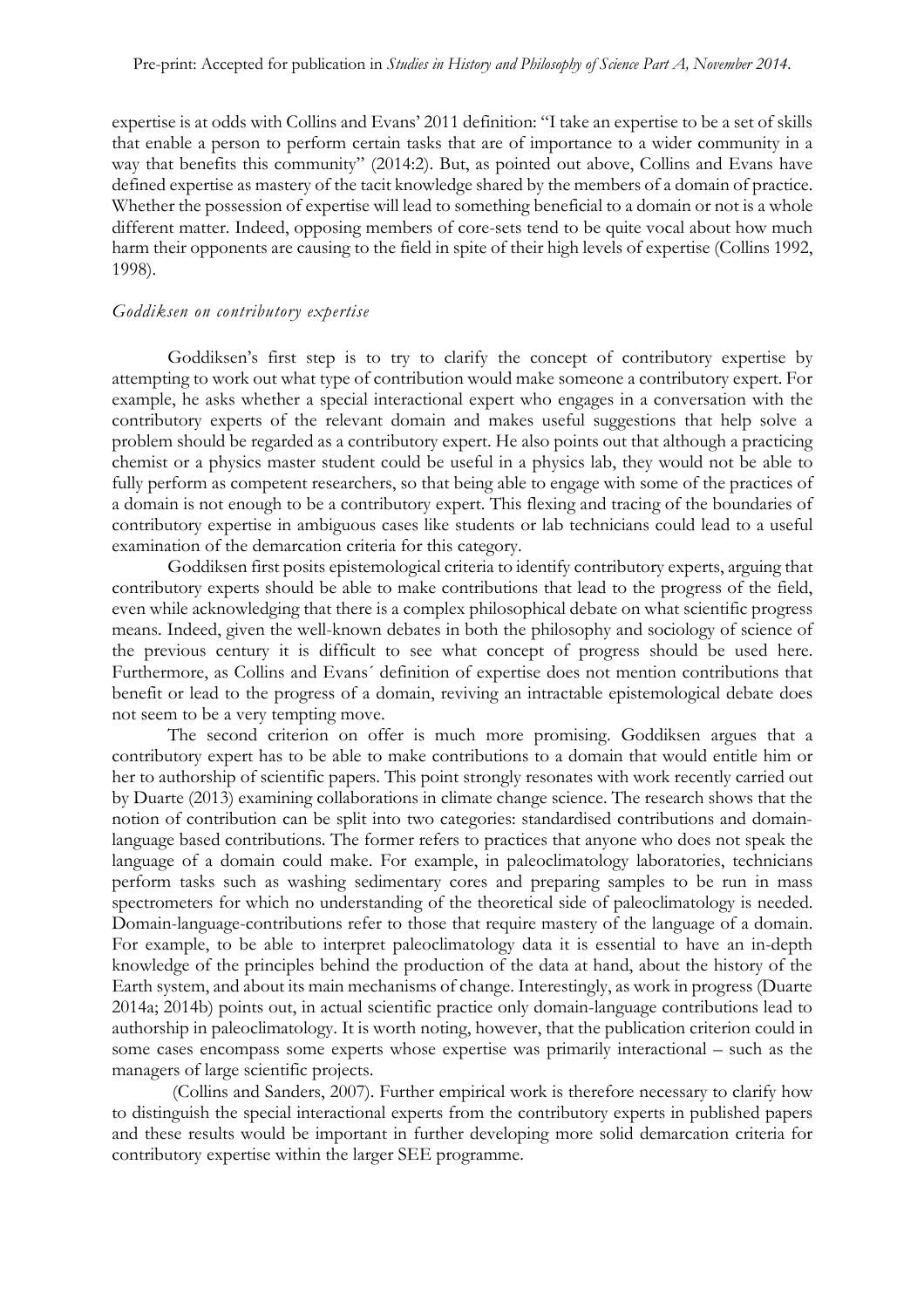expertise is at odds with Collins and Evans' 2011 definition: "I take an expertise to be a set of skills that enable a person to perform certain tasks that are of importance to a wider community in a way that benefits this community" (2014:2). But, as pointed out above, Collins and Evans have defined expertise as mastery of the tacit knowledge shared by the members of a domain of practice. Whether the possession of expertise will lead to something beneficial to a domain or not is a whole different matter. Indeed, opposing members of core-sets tend to be quite vocal about how much harm their opponents are causing to the field in spite of their high levels of expertise (Collins 1992, 1998).

### *Goddiksen on contributory expertise*

Goddiksen's first step is to try to clarify the concept of contributory expertise by attempting to work out what type of contribution would make someone a contributory expert. For example, he asks whether a special interactional expert who engages in a conversation with the contributory experts of the relevant domain and makes useful suggestions that help solve a problem should be regarded as a contributory expert. He also points out that although a practicing chemist or a physics master student could be useful in a physics lab, they would not be able to fully perform as competent researchers, so that being able to engage with some of the practices of a domain is not enough to be a contributory expert. This flexing and tracing of the boundaries of contributory expertise in ambiguous cases like students or lab technicians could lead to a useful examination of the demarcation criteria for this category.

Goddiksen first posits epistemological criteria to identify contributory experts, arguing that contributory experts should be able to make contributions that lead to the progress of the field, even while acknowledging that there is a complex philosophical debate on what scientific progress means. Indeed, given the well-known debates in both the philosophy and sociology of science of the previous century it is difficult to see what concept of progress should be used here. Furthermore, as Collins and Evans´ definition of expertise does not mention contributions that benefit or lead to the progress of a domain, reviving an intractable epistemological debate does not seem to be a very tempting move.

The second criterion on offer is much more promising. Goddiksen argues that a contributory expert has to be able to make contributions to a domain that would entitle him or her to authorship of scientific papers. This point strongly resonates with work recently carried out by Duarte (2013) examining collaborations in climate change science. The research shows that the notion of contribution can be split into two categories: standardised contributions and domain-language based contributions. The former refers to practices that anyone who does not speak the language of a domain could make. For example, in paleoclimatology laboratories, technicians perform tasks such as washing sedimentary cores and preparing samples to be run in mass spectrometers for which no understanding of the theoretical side of paleoclimatology is needed. Domain-language-contributions refer to those that require mastery of the language of a domain. For example, to be able to interpret paleoclimatology data it is essential to have an in-depth knowledge of the principles behind the production of the data at hand, about the history of the Earth system, and about its main mechanisms of change. Interestingly, as work in progress (Duarte 2014a; 2014b) points out, in actual scientific practice only domain-language contributions lead to authorship in paleoclimatology. It is worth noting, however, that the publication criterion could in some cases encompass some experts whose expertise was primarily interactional – such as the managers of large scientific projects.

(Collins and Sanders, 2007). Further empirical work is therefore necessary to clarify how to distinguish the special interactional experts from the contributory experts in published papers and these results would be important in further developing more solid demarcation criteria for contributory expertise within the larger SEE programme.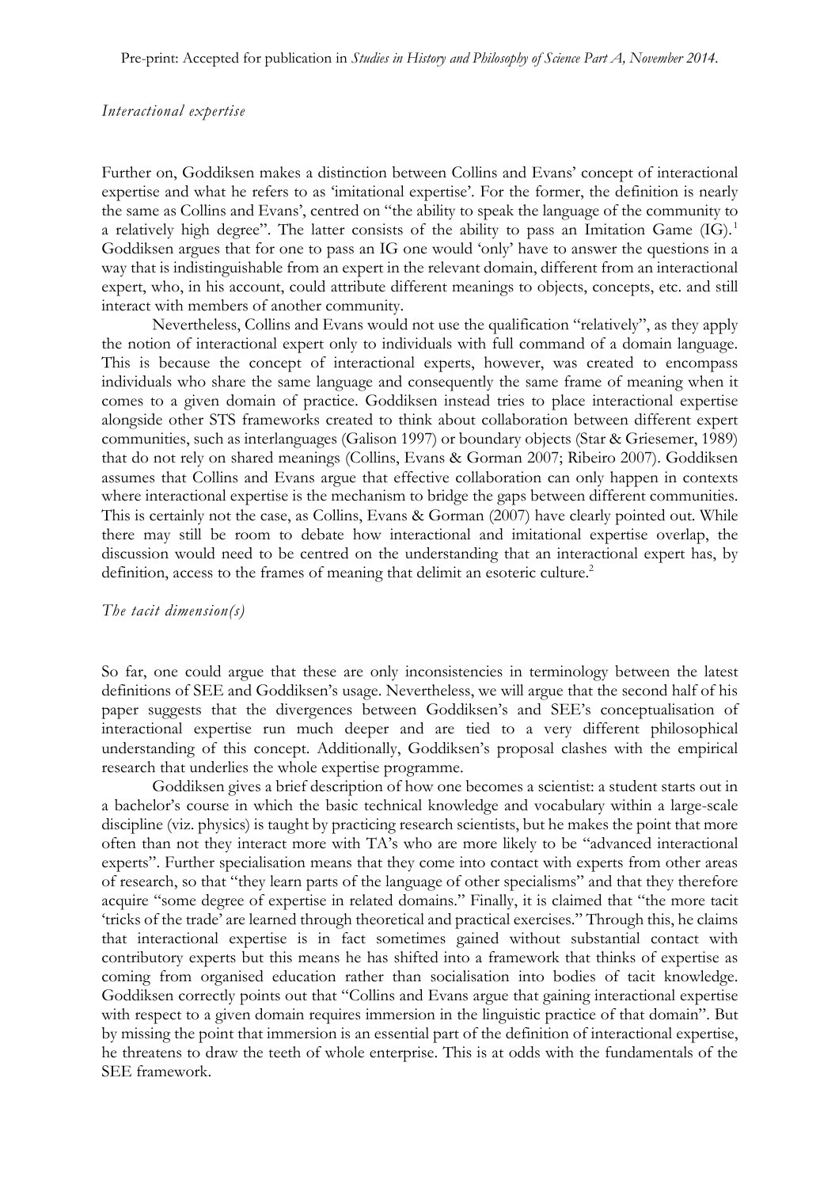*Interactional expertise*

Further on, Goddiksen makes a distinction between Collins and Evans' concept of interactional expertise and what he refers to as 'imitational expertise'. For the former, the definition is nearly the same as Collins and Evans', centred on "the ability to speak the language of the community to a relatively high degree". The latter consists of the ability to pass an Imitation Game (IG).[1] Goddiksen argues that for one to pass an IG one would 'only' have to answer the questions in a way that is indistinguishable from an expert in the relevant domain, different from an interactional expert, who, in his account, could attribute different meanings to objects, concepts, etc. and still interact with members of another community.

Nevertheless, Collins and Evans would not use the qualification "relatively", as they apply the notion of interactional expert only to individuals with full command of a domain language. This is because the concept of interactional experts, however, was created to encompass individuals who share the same language and consequently the same frame of meaning when it comes to a given domain of practice. Goddiksen instead tries to place interactional expertise alongside other STS frameworks created to think about collaboration between different expert communities, such as interlanguages (Galison 1997) or boundary objects (Star & Griesemer, 1989) that do not rely on shared meanings (Collins, Evans & Gorman 2007; Ribeiro 2007). Goddiksen assumes that Collins and Evans argue that effective collaboration can only happen in contexts where interactional expertise is the mechanism to bridge the gaps between different communities. This is certainly not the case, as Collins, Evans & Gorman (2007) have clearly pointed out. While there may still be room to debate how interactional and imitational expertise overlap, the discussion would need to be centred on the understanding that an interactional expert has, by definition, access to the frames of meaning that delimit an esoteric culture.[2]

*The tacit dimension(s)*

So far, one could argue that these are only inconsistencies in terminology between the latest definitions of SEE and Goddiksen's usage. Nevertheless, we will argue that the second half of his paper suggests that the divergences between Goddiksen's and SEE's conceptualisation of interactional expertise run much deeper and are tied to a very different philosophical understanding of this concept. Additionally, Goddiksen's proposal clashes with the empirical research that underlies the whole expertise programme.

Goddiksen gives a brief description of how one becomes a scientist: a student starts out in a bachelor's course in which the basic technical knowledge and vocabulary within a large-scale discipline (viz. physics) is taught by practicing research scientists, but he makes the point that more often than not they interact more with TA's who are more likely to be "advanced interactional experts". Further specialisation means that they come into contact with experts from other areas of research, so that "they learn parts of the language of other specialisms" and that they therefore acquire "some degree of expertise in related domains." Finally, it is claimed that "the more tacit 'tricks of the trade' are learned through theoretical and practical exercises." Through this, he claims that interactional expertise is in fact sometimes gained without substantial contact with contributory experts but this means he has shifted into a framework that thinks of expertise as coming from organised education rather than socialisation into bodies of tacit knowledge. Goddiksen correctly points out that "Collins and Evans argue that gaining interactional expertise with respect to a given domain requires immersion in the linguistic practice of that domain". But by missing the point that immersion is an essential part of the definition of interactional expertise, he threatens to draw the teeth of whole enterprise. This is at odds with the fundamentals of the SEE framework.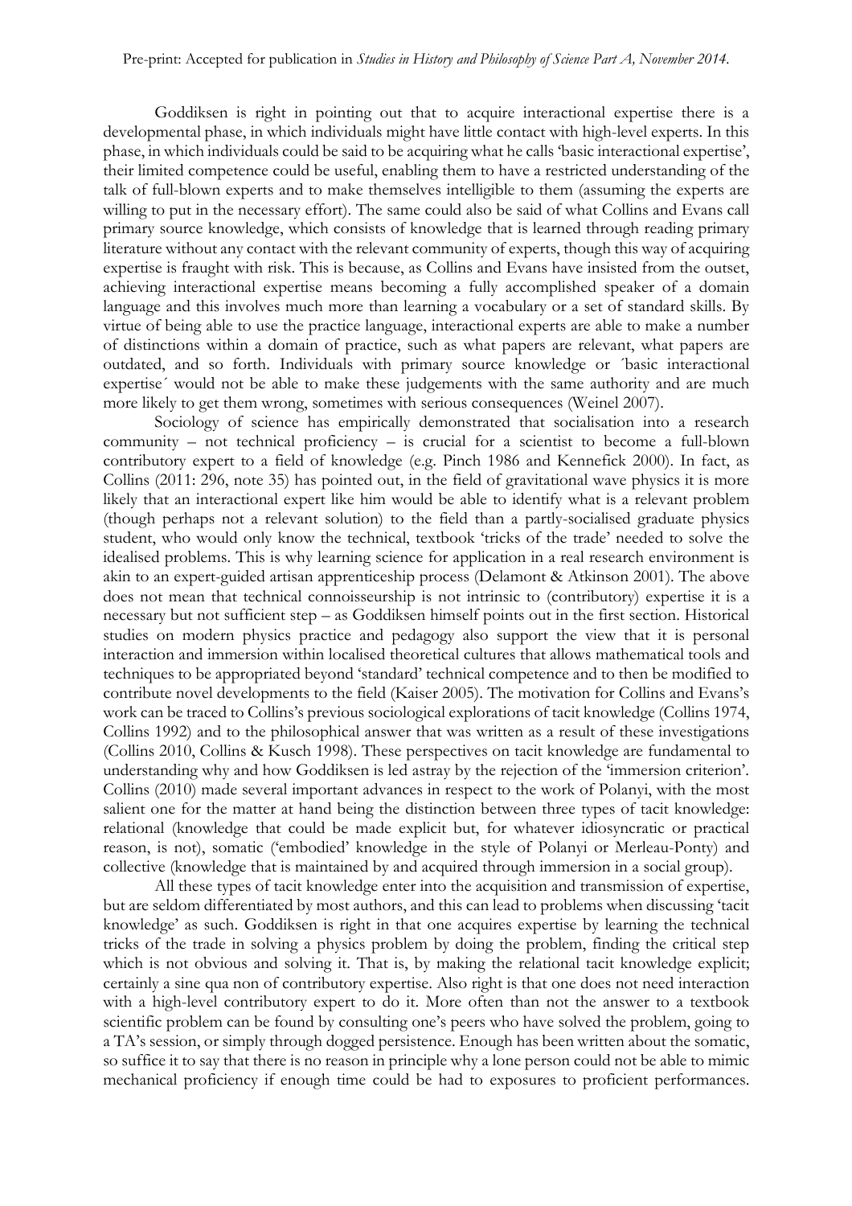Goddiksen is right in pointing out that to acquire interactional expertise there is a developmental phase, in which individuals might have little contact with high-level experts. In this phase, in which individuals could be said to be acquiring what he calls 'basic interactional expertise', their limited competence could be useful, enabling them to have a restricted understanding of the talk of full-blown experts and to make themselves intelligible to them (assuming the experts are willing to put in the necessary effort). The same could also be said of what Collins and Evans call primary source knowledge, which consists of knowledge that is learned through reading primary literature without any contact with the relevant community of experts, though this way of acquiring expertise is fraught with risk. This is because, as Collins and Evans have insisted from the outset, achieving interactional expertise means becoming a fully accomplished speaker of a domain language and this involves much more than learning a vocabulary or a set of standard skills. By virtue of being able to use the practice language, interactional experts are able to make a number of distinctions within a domain of practice, such as what papers are relevant, what papers are outdated, and so forth. Individuals with primary source knowledge or ´basic interactional expertise´ would not be able to make these judgements with the same authority and are much more likely to get them wrong, sometimes with serious consequences (Weinel 2007).

Sociology of science has empirically demonstrated that socialisation into a research community – not technical proficiency – is crucial for a scientist to become a full-blown contributory expert to a field of knowledge (e.g. Pinch 1986 and Kennefick 2000). In fact, as Collins (2011: 296, note 35) has pointed out, in the field of gravitational wave physics it is more likely that an interactional expert like him would be able to identify what is a relevant problem (though perhaps not a relevant solution) to the field than a partly-socialised graduate physics student, who would only know the technical, textbook 'tricks of the trade' needed to solve the idealised problems. This is why learning science for application in a real research environment is akin to an expert-guided artisan apprenticeship process (Delamont & Atkinson 2001). The above does not mean that technical connoisseurship is not intrinsic to (contributory) expertise it is a necessary but not sufficient step – as Goddiksen himself points out in the first section. Historical studies on modern physics practice and pedagogy also support the view that it is personal interaction and immersion within localised theoretical cultures that allows mathematical tools and techniques to be appropriated beyond 'standard' technical competence and to then be modified to contribute novel developments to the field (Kaiser 2005). The motivation for Collins and Evans's work can be traced to Collins's previous sociological explorations of tacit knowledge (Collins 1974, Collins 1992) and to the philosophical answer that was written as a result of these investigations (Collins 2010, Collins & Kusch 1998). These perspectives on tacit knowledge are fundamental to understanding why and how Goddiksen is led astray by the rejection of the 'immersion criterion'. Collins (2010) made several important advances in respect to the work of Polanyi, with the most salient one for the matter at hand being the distinction between three types of tacit knowledge: relational (knowledge that could be made explicit but, for whatever idiosyncratic or practical reason, is not), somatic ('embodied' knowledge in the style of Polanyi or Merleau-Ponty) and collective (knowledge that is maintained by and acquired through immersion in a social group).

All these types of tacit knowledge enter into the acquisition and transmission of expertise, but are seldom differentiated by most authors, and this can lead to problems when discussing 'tacit knowledge' as such. Goddiksen is right in that one acquires expertise by learning the technical tricks of the trade in solving a physics problem by doing the problem, finding the critical step which is not obvious and solving it. That is, by making the relational tacit knowledge explicit; certainly a sine qua non of contributory expertise. Also right is that one does not need interaction with a high-level contributory expert to do it. More often than not the answer to a textbook scientific problem can be found by consulting one's peers who have solved the problem, going to a TA's session, or simply through dogged persistence. Enough has been written about the somatic, so suffice it to say that there is no reason in principle why a lone person could not be able to mimic mechanical proficiency if enough time could be had to exposures to proficient performances.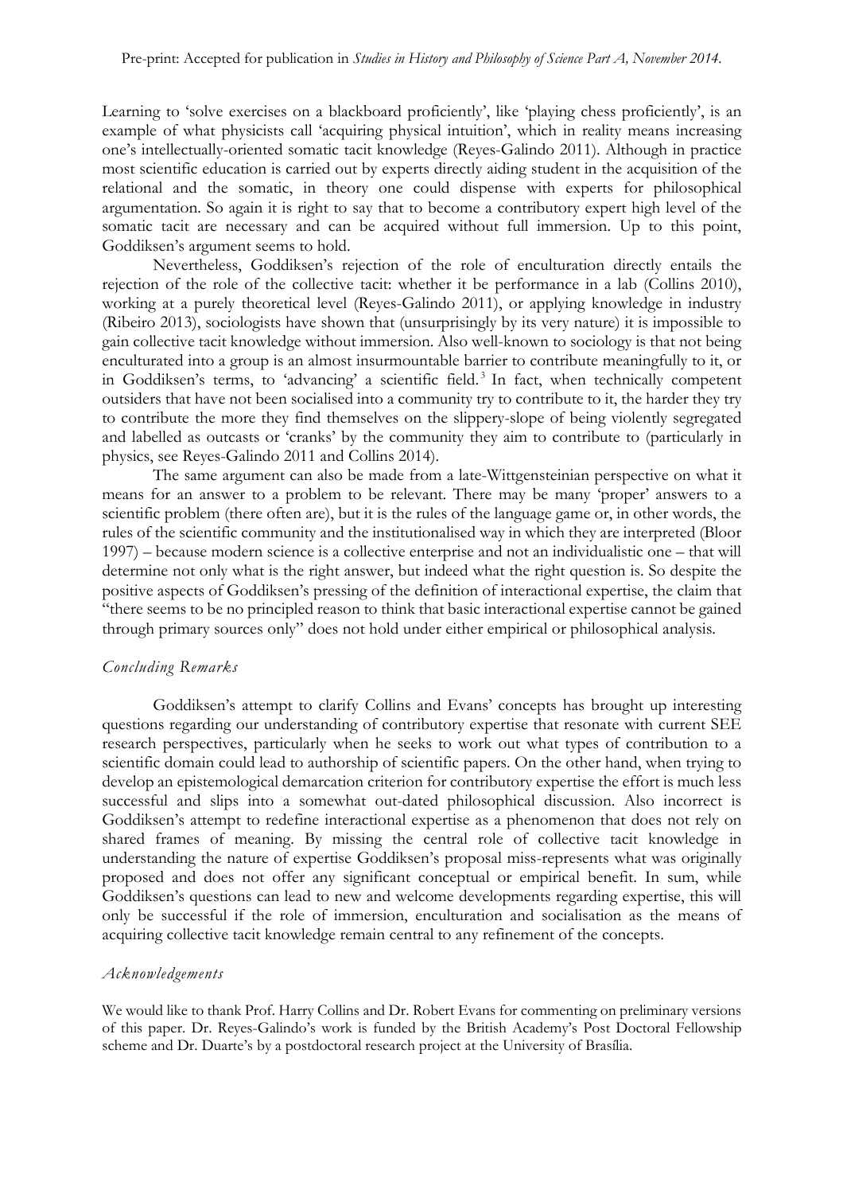Learning to 'solve exercises on a blackboard proficiently', like 'playing chess proficiently', is an example of what physicists call 'acquiring physical intuition', which in reality means increasing one's intellectually-oriented somatic tacit knowledge (Reyes-Galindo 2011). Although in practice most scientific education is carried out by experts directly aiding student in the acquisition of the relational and the somatic, in theory one could dispense with experts for philosophical argumentation. So again it is right to say that to become a contributory expert high level of the somatic tacit are necessary and can be acquired without full immersion. Up to this point, Goddiksen's argument seems to hold.

Nevertheless, Goddiksen's rejection of the role of enculturation directly entails the rejection of the role of the collective tacit: whether it be performance in a lab (Collins 2010), working at a purely theoretical level (Reyes-Galindo 2011), or applying knowledge in industry (Ribeiro 2013), sociologists have shown that (unsurprisingly by its very nature) it is impossible to gain collective tacit knowledge without immersion. Also well-known to sociology is that not being enculturated into a group is an almost insurmountable barrier to contribute meaningfully to it, or in Goddiksen's terms, to 'advancing' a scientific field.[3] In fact, when technically competent outsiders that have not been socialised into a community try to contribute to it, the harder they try to contribute the more they find themselves on the slippery-slope of being violently segregated and labelled as outcasts or 'cranks' by the community they aim to contribute to (particularly in physics, see Reyes-Galindo 2011 and Collins 2014).

The same argument can also be made from a late-Wittgensteinian perspective on what it means for an answer to a problem to be relevant. There may be many 'proper' answers to a scientific problem (there often are), but it is the rules of the language game or, in other words, the rules of the scientific community and the institutionalised way in which they are interpreted (Bloor 1997) – because modern science is a collective enterprise and not an individualistic one – that will determine not only what is the right answer, but indeed what the right question is. So despite the positive aspects of Goddiksen's pressing of the definition of interactional expertise, the claim that "there seems to be no principled reason to think that basic interactional expertise cannot be gained through primary sources only" does not hold under either empirical or philosophical analysis.

### *Concluding Remarks*

Goddiksen's attempt to clarify Collins and Evans' concepts has brought up interesting questions regarding our understanding of contributory expertise that resonate with current SEE research perspectives, particularly when he seeks to work out what types of contribution to a scientific domain could lead to authorship of scientific papers. On the other hand, when trying to develop an epistemological demarcation criterion for contributory expertise the effort is much less successful and slips into a somewhat out-dated philosophical discussion. Also incorrect is Goddiksen's attempt to redefine interactional expertise as a phenomenon that does not rely on shared frames of meaning. By missing the central role of collective tacit knowledge in understanding the nature of expertise Goddiksen's proposal miss-represents what was originally proposed and does not offer any significant conceptual or empirical benefit. In sum, while Goddiksen's questions can lead to new and welcome developments regarding expertise, this will only be successful if the role of immersion, enculturation and socialisation as the means of acquiring collective tacit knowledge remain central to any refinement of the concepts.

### *Acknowledgements*

We would like to thank Prof. Harry Collins and Dr. Robert Evans for commenting on preliminary versions of this paper. Dr. Reyes-Galindo's work is funded by the British Academy's Post Doctoral Fellowship scheme and Dr. Duarte's by a postdoctoral research project at the University of Brasília.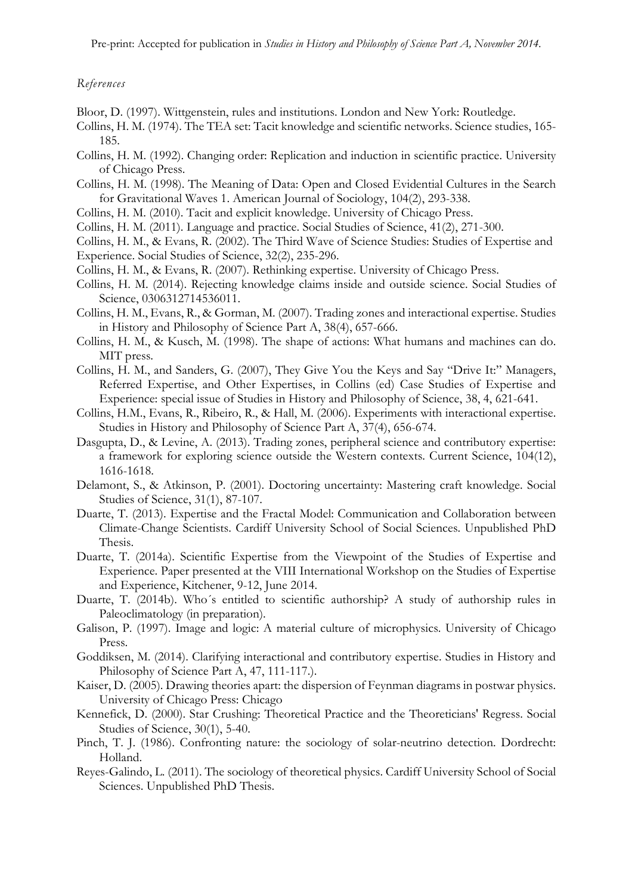*References*

Bloor, D. (1997). Wittgenstein, rules and institutions. London and New York: Routledge.

Collins, H. M. (1974). The TEA set: Tacit knowledge and scientific networks. Science studies, 165-185.

Collins, H. M. (1992). Changing order: Replication and induction in scientific practice. University of Chicago Press.

Collins, H. M. (1998). The Meaning of Data: Open and Closed Evidential Cultures in the Search for Gravitational Waves 1. American Journal of Sociology, 104(2), 293-338.

Collins, H. M. (2010). Tacit and explicit knowledge. University of Chicago Press.

Collins, H. M. (2011). Language and practice. Social Studies of Science, 41(2), 271-300.

Collins, H. M., & Evans, R. (2002). The Third Wave of Science Studies: Studies of Expertise and Experience. Social Studies of Science, 32(2), 235-296.

Collins, H. M., & Evans, R. (2007). Rethinking expertise. University of Chicago Press.

Collins, H. M. (2014). Rejecting knowledge claims inside and outside science. Social Studies of Science, 0306312714536011.

Collins, H. M., Evans, R., & Gorman, M. (2007). Trading zones and interactional expertise. Studies in History and Philosophy of Science Part A, 38(4), 657-666.

Collins, H. M., & Kusch, M. (1998). The shape of actions: What humans and machines can do. MIT press.

Collins, H. M., and Sanders, G. (2007), They Give You the Keys and Say "Drive It:" Managers, Referred Expertise, and Other Expertises, in Collins (ed) Case Studies of Expertise and Experience: special issue of Studies in History and Philosophy of Science, 38, 4, 621-641.

Collins, H.M., Evans, R., Ribeiro, R., & Hall, M. (2006). Experiments with interactional expertise. Studies in History and Philosophy of Science Part A, 37(4), 656-674.

Dasgupta, D., & Levine, A. (2013). Trading zones, peripheral science and contributory expertise: a framework for exploring science outside the Western contexts. Current Science, 104(12), 1616-1618.

Delamont, S., & Atkinson, P. (2001). Doctoring uncertainty: Mastering craft knowledge. Social Studies of Science, 31(1), 87-107.

Duarte, T. (2013). Expertise and the Fractal Model: Communication and Collaboration between Climate-Change Scientists. Cardiff University School of Social Sciences. Unpublished PhD Thesis.

Duarte, T. (2014a). Scientific Expertise from the Viewpoint of the Studies of Expertise and Experience. Paper presented at the VIII International Workshop on the Studies of Expertise and Experience, Kitchener, 9-12, June 2014.

Duarte, T. (2014b). Who´s entitled to scientific authorship? A study of authorship rules in Paleoclimatology (in preparation).

Galison, P. (1997). Image and logic: A material culture of microphysics. University of Chicago Press.

Goddiksen, M. (2014). Clarifying interactional and contributory expertise. Studies in History and Philosophy of Science Part A, 47, 111-117.).

Kaiser, D. (2005). Drawing theories apart: the dispersion of Feynman diagrams in postwar physics. University of Chicago Press: Chicago

Kennefick, D. (2000). Star Crushing: Theoretical Practice and the Theoreticians' Regress. Social Studies of Science, 30(1), 5-40.

Pinch, T. J. (1986). Confronting nature: the sociology of solar-neutrino detection. Dordrecht: Holland.

Reyes-Galindo, L. (2011). The sociology of theoretical physics. Cardiff University School of Social Sciences. Unpublished PhD Thesis.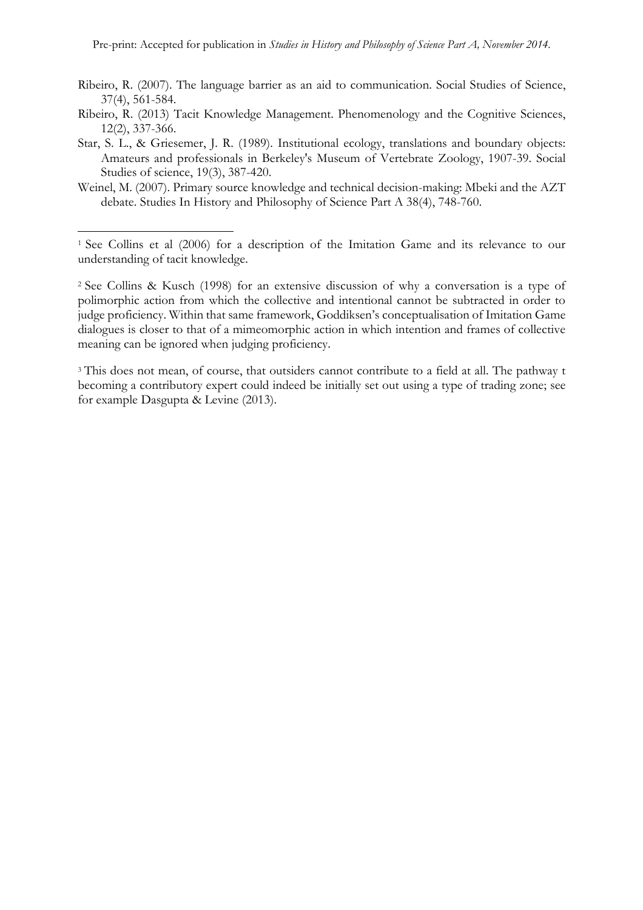Ribeiro, R. (2007). The language barrier as an aid to communication. Social Studies of Science, 37(4), 561-584.

Ribeiro, R. (2013) Tacit Knowledge Management. Phenomenology and the Cognitive Sciences, 12(2), 337-366.

Star, S. L., & Griesemer, J. R. (1989). Institutional ecology, translations and boundary objects: Amateurs and professionals in Berkeley's Museum of Vertebrate Zoology, 1907-39. Social Studies of science, 19(3), 387-420.

Weinel, M. (2007). Primary source knowledge and technical decision-making: Mbeki and the AZT debate. Studies In History and Philosophy of Science Part A 38(4), 748-760.

---

[1] See Collins et al (2006) for a description of the Imitation Game and its relevance to our understanding of tacit knowledge.

[2] See Collins & Kusch (1998) for an extensive discussion of why a conversation is a type of polimorphic action from which the collective and intentional cannot be subtracted in order to judge proficiency. Within that same framework, Goddiksen's conceptualisation of Imitation Game dialogues is closer to that of a mimeomorphic action in which intention and frames of collective meaning can be ignored when judging proficiency.

[3] This does not mean, of course, that outsiders cannot contribute to a field at all. The pathway t becoming a contributory expert could indeed be initially set out using a type of trading zone; see for example Dasgupta & Levine (2013).